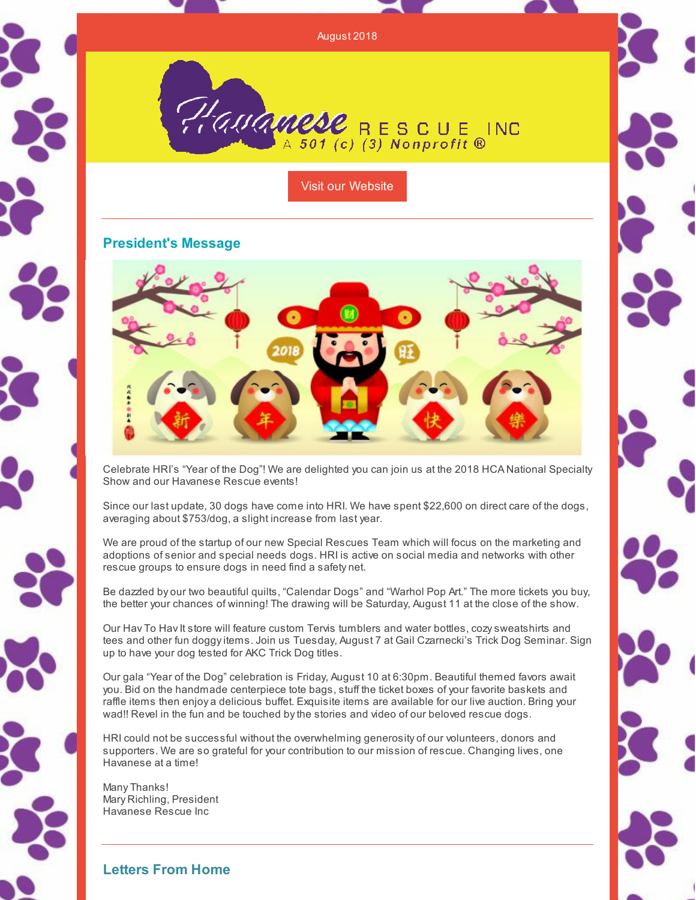August 2018

Havanese RESCUE INC
A 501 (c) (3) Nonprofit ®

Visit our Website

## President's Message

Celebrate HRI's "Year of the Dog"! We are delighted you can join us at the 2018 HCA National Specialty Show and our Havanese Rescue events!

Since our last update, 30 dogs have come into HRI. We have spent $22,600 on direct care of the dogs, averaging about $753/dog, a slight increase from last year.

We are proud of the startup of our new Special Rescues Team which will focus on the marketing and adoptions of senior and special needs dogs. HRI is active on social media and networks with other rescue groups to ensure dogs in need find a safety net.

Be dazzled by our two beautiful quilts, "Calendar Dogs" and "Warhol Pop Art." The more tickets you buy, the better your chances of winning! The drawing will be Saturday, August 11 at the close of the show.

Our Hav To Hav It store will feature custom Tervis tumblers and water bottles, cozy sweatshirts and tees and other fun doggy items. Join us Tuesday, August 7 at Gail Czarnecki's Trick Dog Seminar. Sign up to have your dog tested for AKC Trick Dog titles.

Our gala "Year of the Dog" celebration is Friday, August 10 at 6:30pm. Beautiful themed favors await you. Bid on the handmade centerpiece tote bags, stuff the ticket boxes of your favorite baskets and raffle items then enjoy a delicious buffet. Exquisite items are available for our live auction. Bring your wad!! Revel in the fun and be touched by the stories and video of our beloved rescue dogs.

HRI could not be successful without the overwhelming generosity of our volunteers, donors and supporters. We are so grateful for your contribution to our mission of rescue. Changing lives, one Havanese at a time!

Many Thanks!
Mary Richling, President
Havanese Rescue Inc

## Letters From Home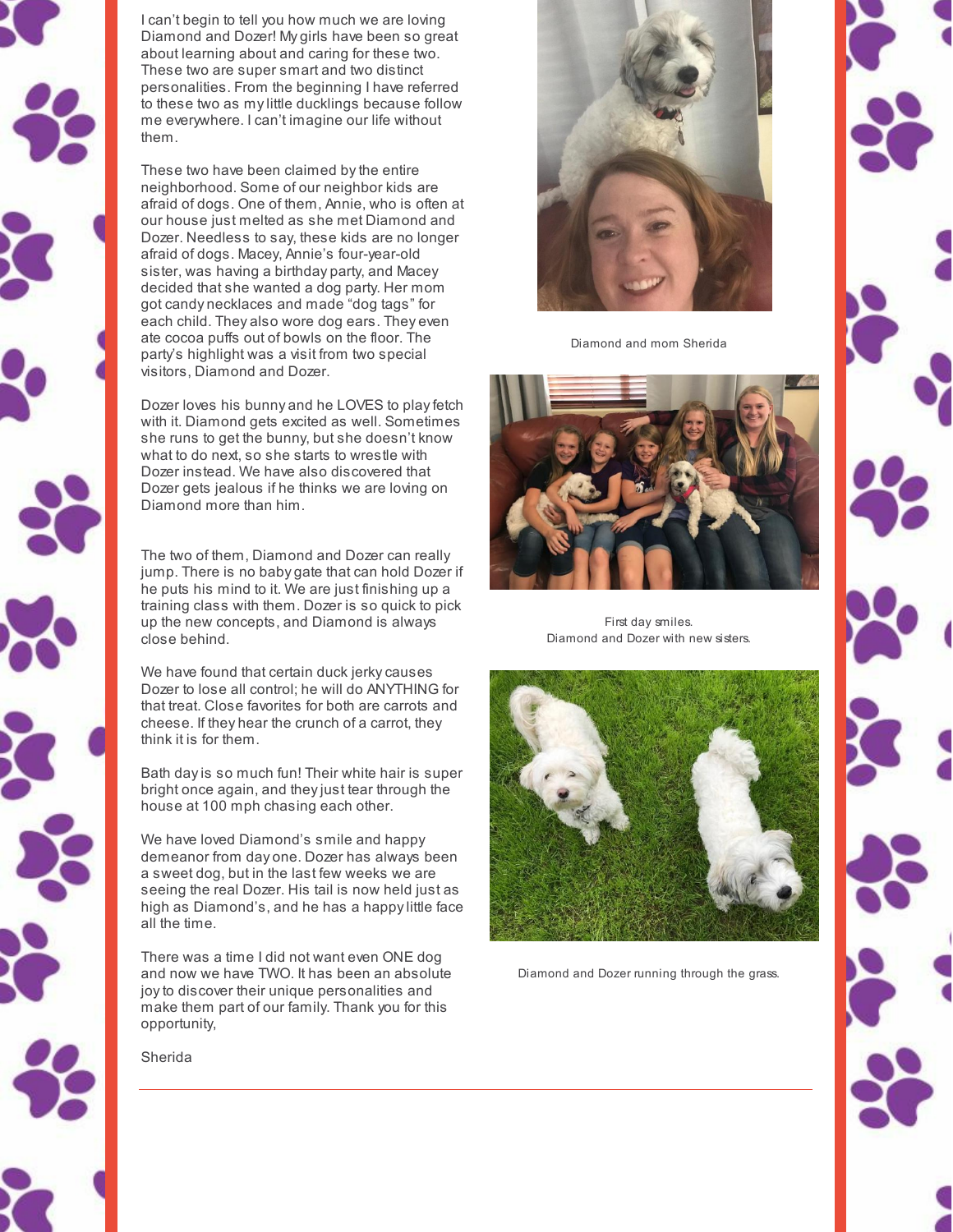I can't begin to tell you how much we are loving Diamond and Dozer! My girls have been so great about learning about and caring for these two. These two are super smart and two distinct personalities. From the beginning I have referred to these two as my little ducklings because follow me everywhere. I can't imagine our life without them.

These two have been claimed by the entire neighborhood. Some of our neighbor kids are afraid of dogs. One of them, Annie, who is often at our house just melted as she met Diamond and Dozer. Needless to say, these kids are no longer afraid of dogs. Macey, Annie's four-year-old sister, was having a birthday party, and Macey decided that she wanted a dog party. Her mom got candy necklaces and made "dog tags" for each child. They also wore dog ears. They even ate cocoa puffs out of bowls on the floor. The party's highlight was a visit from two special visitors, Diamond and Dozer.

Dozer loves his bunny and he LOVES to play fetch with it. Diamond gets excited as well. Sometimes she runs to get the bunny, but she doesn't know what to do next, so she starts to wrestle with Dozer instead. We have also discovered that Dozer gets jealous if he thinks we are loving on Diamond more than him.

The two of them, Diamond and Dozer can really jump. There is no baby gate that can hold Dozer if he puts his mind to it. We are just finishing up a training class with them. Dozer is so quick to pick up the new concepts, and Diamond is always close behind.

We have found that certain duck jerky causes Dozer to lose all control; he will do ANYTHING for that treat. Close favorites for both are carrots and cheese. If they hear the crunch of a carrot, they think it is for them.

Bath day is so much fun! Their white hair is super bright once again, and they just tear through the house at 100 mph chasing each other.

We have loved Diamond's smile and happy demeanor from day one. Dozer has always been a sweet dog, but in the last few weeks we are seeing the real Dozer. His tail is now held just as high as Diamond's, and he has a happy little face all the time.

There was a time I did not want even ONE dog and now we have TWO. It has been an absolute joy to discover their unique personalities and make them part of our family. Thank you for this opportunity,

Sherida

Diamond and mom Sherida

First day smiles.
Diamond and Dozer with new sisters.

Diamond and Dozer running through the grass.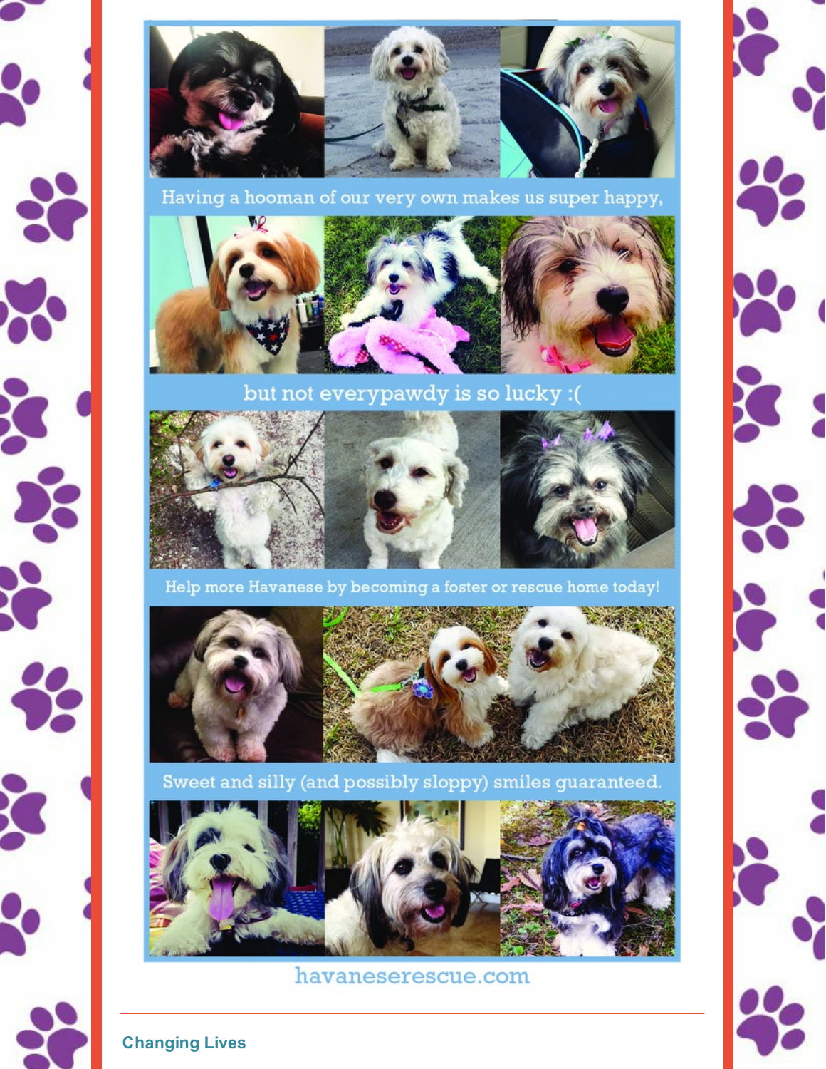Having a hooman of our very own makes us super happy,

but not everypawdy is so lucky :(

Help more Havanese by becoming a foster or rescue home today!

Sweet and silly (and possibly sloppy) smiles guaranteed.

havaneserescue.com

---

## Changing Lives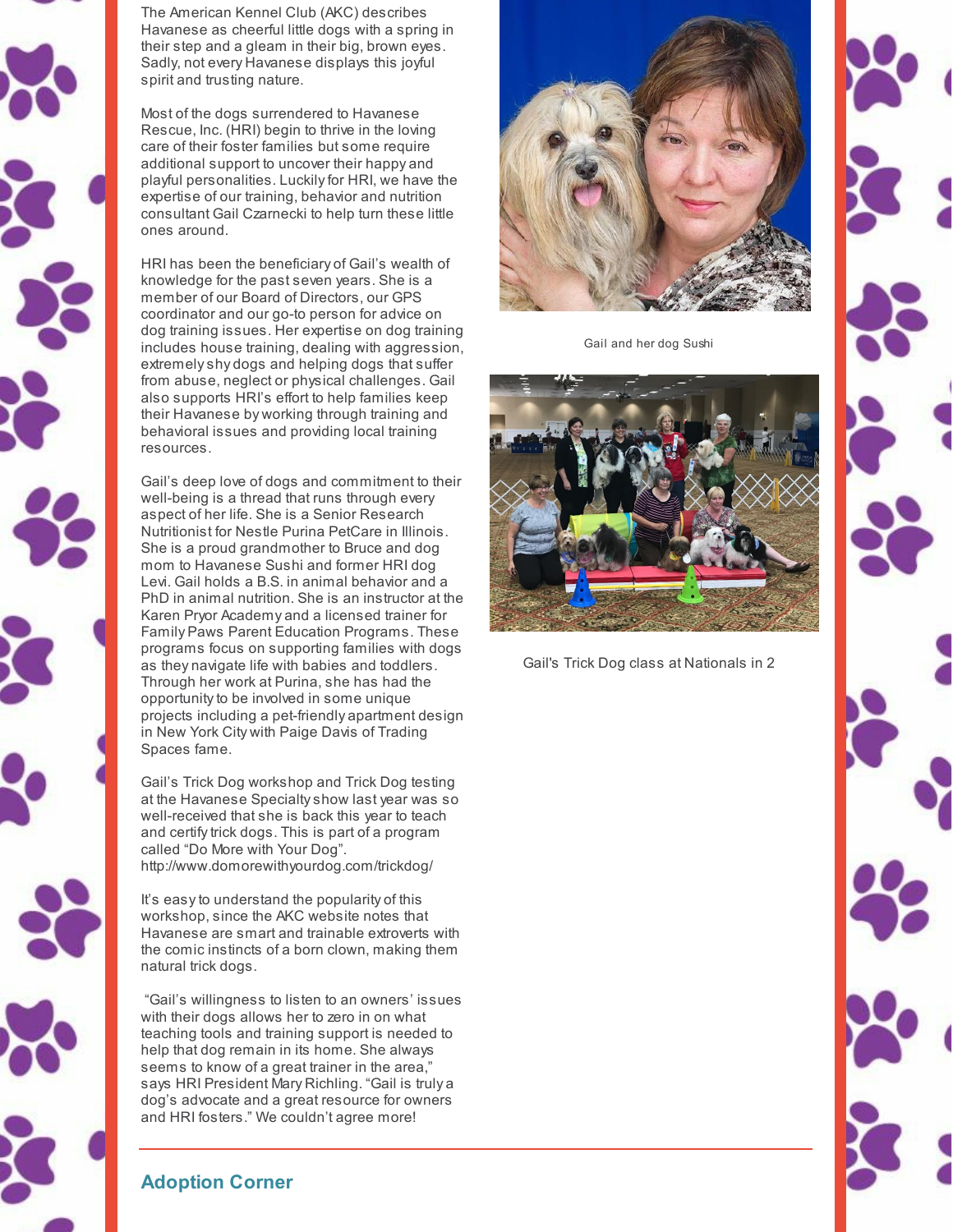The American Kennel Club (AKC) describes Havanese as cheerful little dogs with a spring in their step and a gleam in their big, brown eyes. Sadly, not every Havanese displays this joyful spirit and trusting nature.

Most of the dogs surrendered to Havanese Rescue, Inc. (HRI) begin to thrive in the loving care of their foster families but some require additional support to uncover their happy and playful personalities. Luckily for HRI, we have the expertise of our training, behavior and nutrition consultant Gail Czarnecki to help turn these little ones around.

HRI has been the beneficiary of Gail's wealth of knowledge for the past seven years. She is a member of our Board of Directors, our GPS coordinator and our go-to person for advice on dog training issues. Her expertise on dog training includes house training, dealing with aggression, extremely shy dogs and helping dogs that suffer from abuse, neglect or physical challenges. Gail also supports HRI's effort to help families keep their Havanese by working through training and behavioral issues and providing local training resources.

Gail's deep love of dogs and commitment to their well-being is a thread that runs through every aspect of her life. She is a Senior Research Nutritionist for Nestle Purina PetCare in Illinois. She is a proud grandmother to Bruce and dog mom to Havanese Sushi and former HRI dog Levi. Gail holds a B.S. in animal behavior and a PhD in animal nutrition. She is an instructor at the Karen Pryor Academy and a licensed trainer for Family Paws Parent Education Programs. These programs focus on supporting families with dogs as they navigate life with babies and toddlers. Through her work at Purina, she has had the opportunity to be involved in some unique projects including a pet-friendly apartment design in New York City with Paige Davis of Trading Spaces fame.

Gail's Trick Dog workshop and Trick Dog testing at the Havanese Specialty show last year was so well-received that she is back this year to teach and certify trick dogs. This is part of a program called "Do More with Your Dog". http://www.domorewithyourdog.com/trickdog/

It's easy to understand the popularity of this workshop, since the AKC website notes that Havanese are smart and trainable extroverts with the comic instincts of a born clown, making them natural trick dogs.

"Gail's willingness to listen to an owners' issues with their dogs allows her to zero in on what teaching tools and training support is needed to help that dog remain in its home. She always seems to know of a great trainer in the area," says HRI President Mary Richling. "Gail is truly a dog's advocate and a great resource for owners and HRI fosters." We couldn't agree more!

Gail and her dog Sushi

Gail's Trick Dog class at Nationals in 2

## Adoption Corner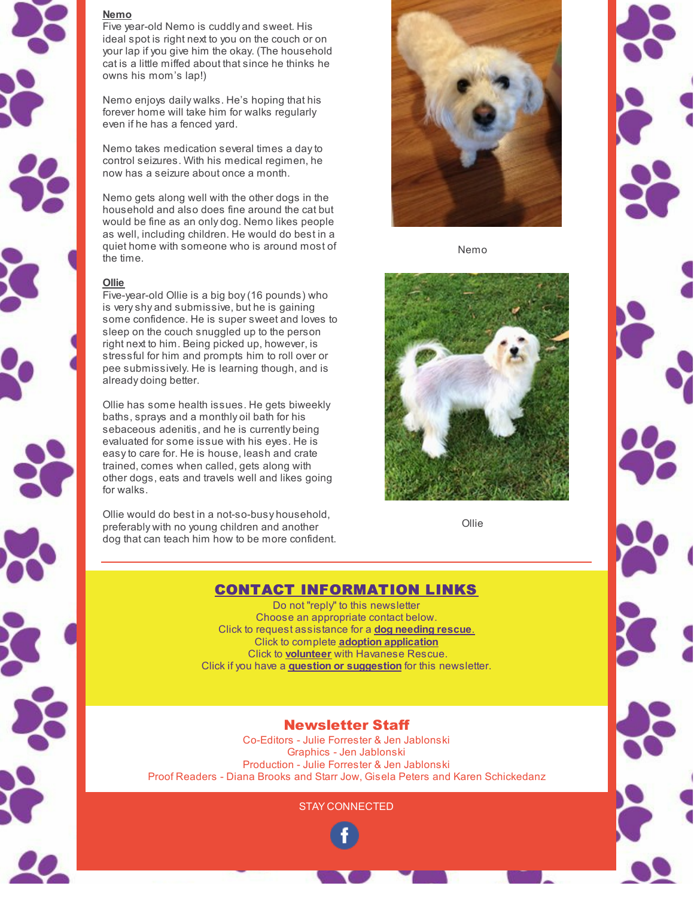**Nemo**

Five year-old Nemo is cuddly and sweet. His ideal spot is right next to you on the couch or on your lap if you give him the okay. (The household cat is a little miffed about that since he thinks he owns his mom's lap!)

Nemo enjoys daily walks. He's hoping that his forever home will take him for walks regularly even if he has a fenced yard.

Nemo takes medication several times a day to control seizures. With his medical regimen, he now has a seizure about once a month.

Nemo gets along well with the other dogs in the household and also does fine around the cat but would be fine as an only dog. Nemo likes people as well, including children. He would do best in a quiet home with someone who is around most of the time.

Nemo

**Ollie**

Five-year-old Ollie is a big boy (16 pounds) who is very shy and submissive, but he is gaining some confidence. He is super sweet and loves to sleep on the couch snuggled up to the person right next to him. Being picked up, however, is stressful for him and prompts him to roll over or pee submissively. He is learning though, and is already doing better.

Ollie has some health issues. He gets biweekly baths, sprays and a monthly oil bath for his sebaceous adenitis, and he is currently being evaluated for some issue with his eyes. He is easy to care for. He is house, leash and crate trained, comes when called, gets along with other dogs, eats and travels well and likes going for walks.

Ollie would do best in a not-so-busy household, preferably with no young children and another dog that can teach him how to be more confident.

Ollie

---

## CONTACT INFORMATION LINKS

Do not "reply" to this newsletter
Choose an appropriate contact below.
Click to request assistance for a **dog needing rescue.**
Click to complete **adoption application**
Click to **volunteer** with Havanese Rescue.
Click if you have a **question or suggestion** for this newsletter.

## Newsletter Staff

Co-Editors - Julie Forrester & Jen Jablonski
Graphics - Jen Jablonski
Production - Julie Forrester & Jen Jablonski
Proof Readers - Diana Brooks and Starr Jow, Gisela Peters and Karen Schickedanz

STAY CONNECTED